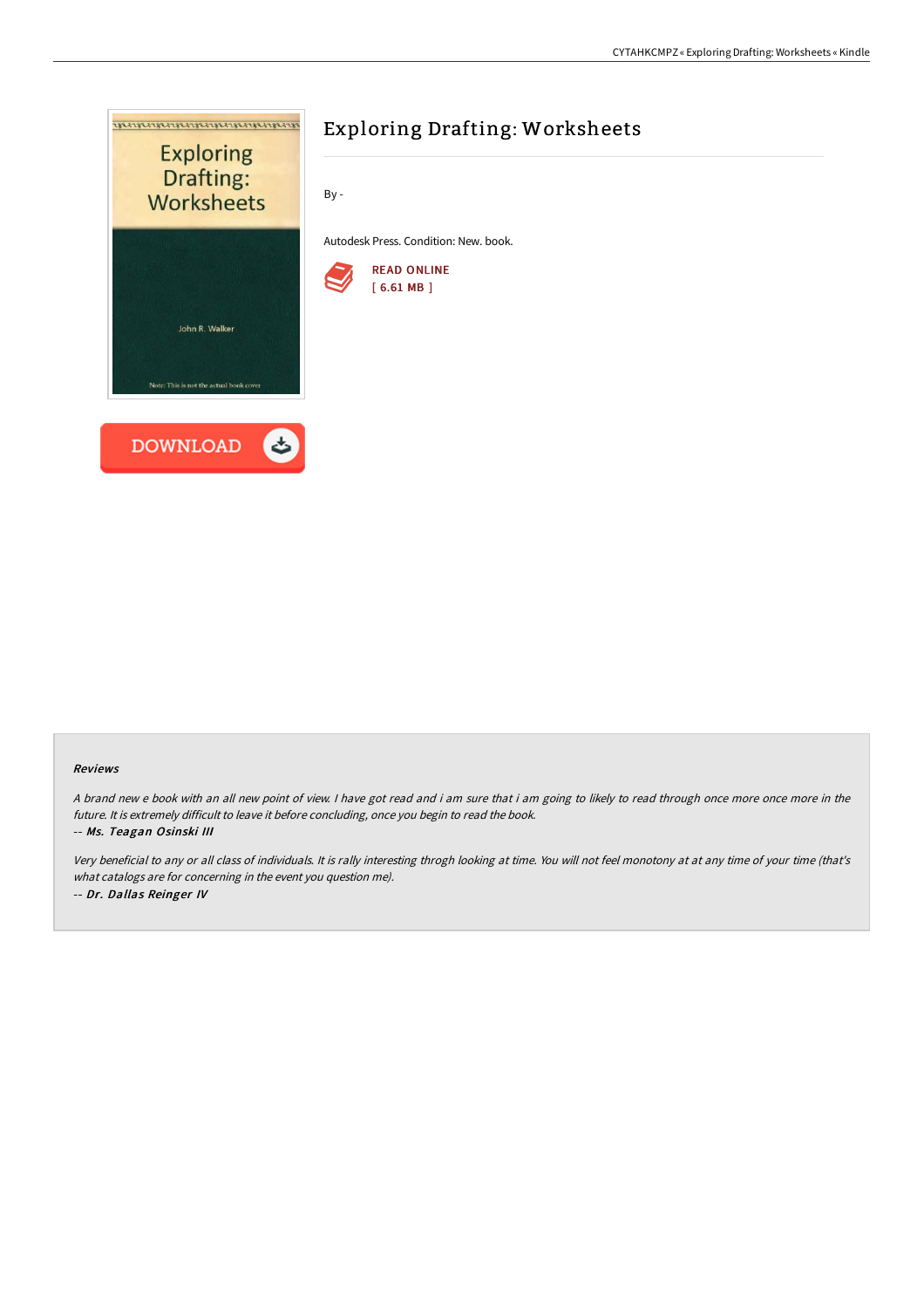# Exploring Drafting: Worksheets

By -

Autodesk Press. Condition: New. book.

READ ONLINE
[ 6.61 MB ]

DOWNLOAD

### Reviews

*A brand new e book with an all new point of view. I have got read and i am sure that i am going to likely to read through once more once more in the future. It is extremely difficult to leave it before concluding, once you begin to read the book.*

*-- Ms. Teagan Osinski III*

*Very beneficial to any or all class of individuals. It is rally interesting throgh looking at time. You will not feel monotony at at any time of your time (that's what catalogs are for concerning in the event you question me).*

*-- Dr. Dallas Reinger IV*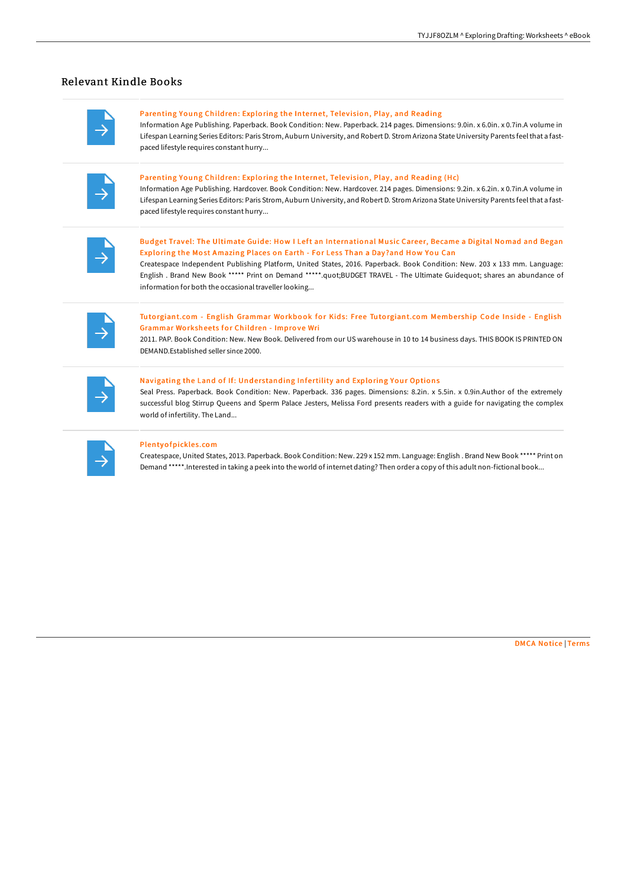## Relevant Kindle Books

### Parenting Young Children: Exploring the Internet, Television, Play, and Reading

Information Age Publishing. Paperback. Book Condition: New. Paperback. 214 pages. Dimensions: 9.0in. x 6.0in. x 0.7in.A volume in Lifespan Learning Series Editors: Paris Strom, Auburn University, and Robert D. Strom Arizona State University Parents feel that a fast-paced lifestyle requires constant hurry...

### Parenting Young Children: Exploring the Internet, Television, Play, and Reading (Hc)

Information Age Publishing. Hardcover. Book Condition: New. Hardcover. 214 pages. Dimensions: 9.2in. x 6.2in. x 0.7in.A volume in Lifespan Learning Series Editors: Paris Strom, Auburn University, and Robert D. Strom Arizona State University Parents feel that a fast-paced lifestyle requires constant hurry...

### Budget Travel: The Ultimate Guide: How I Left an International Music Career, Became a Digital Nomad and Began Exploring the Most Amazing Places on Earth - For Less Than a Day?and How You Can

Createspace Independent Publishing Platform, United States, 2016. Paperback. Book Condition: New. 203 x 133 mm. Language: English . Brand New Book ***** Print on Demand *****.quot;BUDGET TRAVEL - The Ultimate Guidequot; shares an abundance of information for both the occasional traveller looking...

### Tutorgiant.com - English Grammar Workbook for Kids: Free Tutorgiant.com Membership Code Inside - English Grammar Worksheets for Children - Improve Wri

2011. PAP. Book Condition: New. New Book. Delivered from our US warehouse in 10 to 14 business days. THIS BOOK IS PRINTED ON DEMAND.Established seller since 2000.

### Navigating the Land of If: Understanding Infertility and Exploring Your Options

Seal Press. Paperback. Book Condition: New. Paperback. 336 pages. Dimensions: 8.2in. x 5.5in. x 0.9in.Author of the extremely successful blog Stirrup Queens and Sperm Palace Jesters, Melissa Ford presents readers with a guide for navigating the complex world of infertility. The Land...

### Plentyofpickles.com

Createspace, United States, 2013. Paperback. Book Condition: New. 229 x 152 mm. Language: English . Brand New Book ***** Print on Demand *****.Interested in taking a peek into the world of internet dating? Then order a copy of this adult non-fictional book...

DMCA Notice | Terms